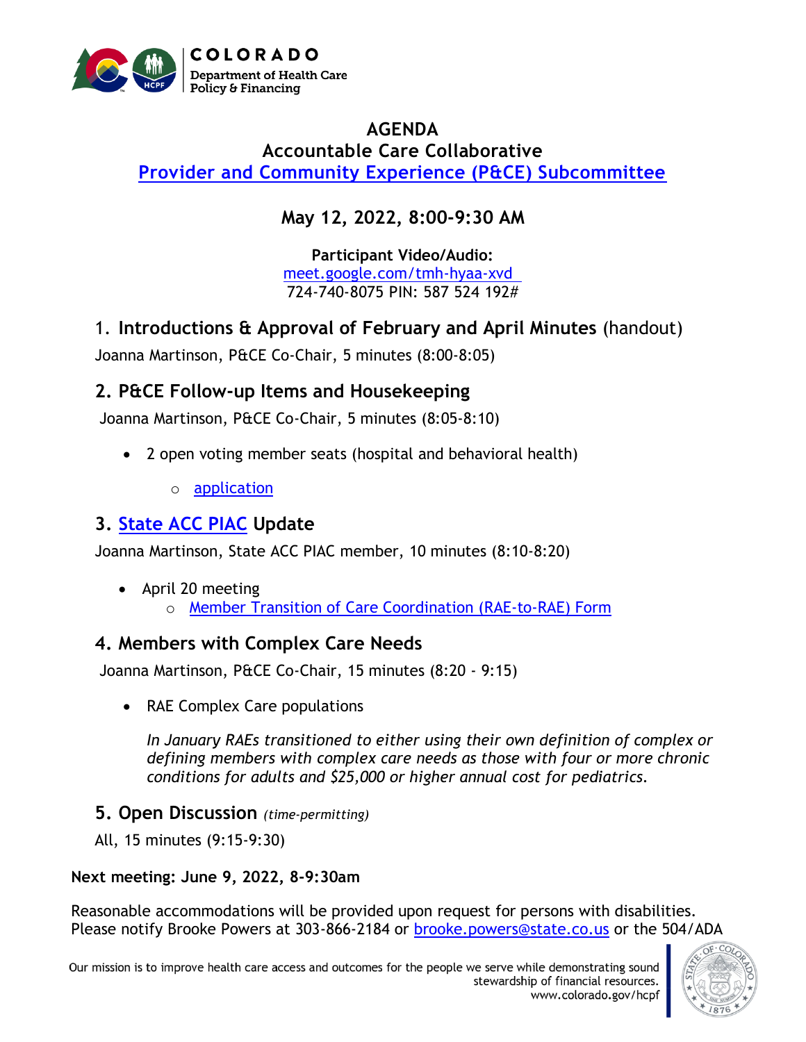COLORADO
Department of Health Care Policy & Financing

# AGENDA
## Accountable Care Collaborative
## Provider and Community Experience (P&CE) Subcommittee

### May 12, 2022, 8:00-9:30 AM

**Participant Video/Audio:**
meet.google.com/tmh-hyaa-xvd
724-740-8075 PIN: 587 524 192#

### 1. **Introductions & Approval of February and April Minutes** (handout)

Joanna Martinson, P&CE Co-Chair, 5 minutes (8:00-8:05)

### 2. P&CE Follow-up Items and Housekeeping

Joanna Martinson, P&CE Co-Chair, 5 minutes (8:05-8:10)

- 2 open voting member seats (hospital and behavioral health)
  - application

### 3. State ACC PIAC Update

Joanna Martinson, State ACC PIAC member, 10 minutes (8:10-8:20)

- April 20 meeting
  - Member Transition of Care Coordination (RAE-to-RAE) Form

### 4. Members with Complex Care Needs

Joanna Martinson, P&CE Co-Chair, 15 minutes (8:20 - 9:15)

- RAE Complex Care populations

  *In January RAEs transitioned to either using their own definition of complex or defining members with complex care needs as those with four or more chronic conditions for adults and $25,000 or higher annual cost for pediatrics.*

### 5. Open Discussion *(time-permitting)*

All, 15 minutes (9:15-9:30)

**Next meeting: June 9, 2022, 8-9:30am**

Reasonable accommodations will be provided upon request for persons with disabilities. Please notify Brooke Powers at 303-866-2184 or brooke.powers@state.co.us or the 504/ADA

Our mission is to improve health care access and outcomes for the people we serve while demonstrating sound stewardship of financial resources.
www.colorado.gov/hcpf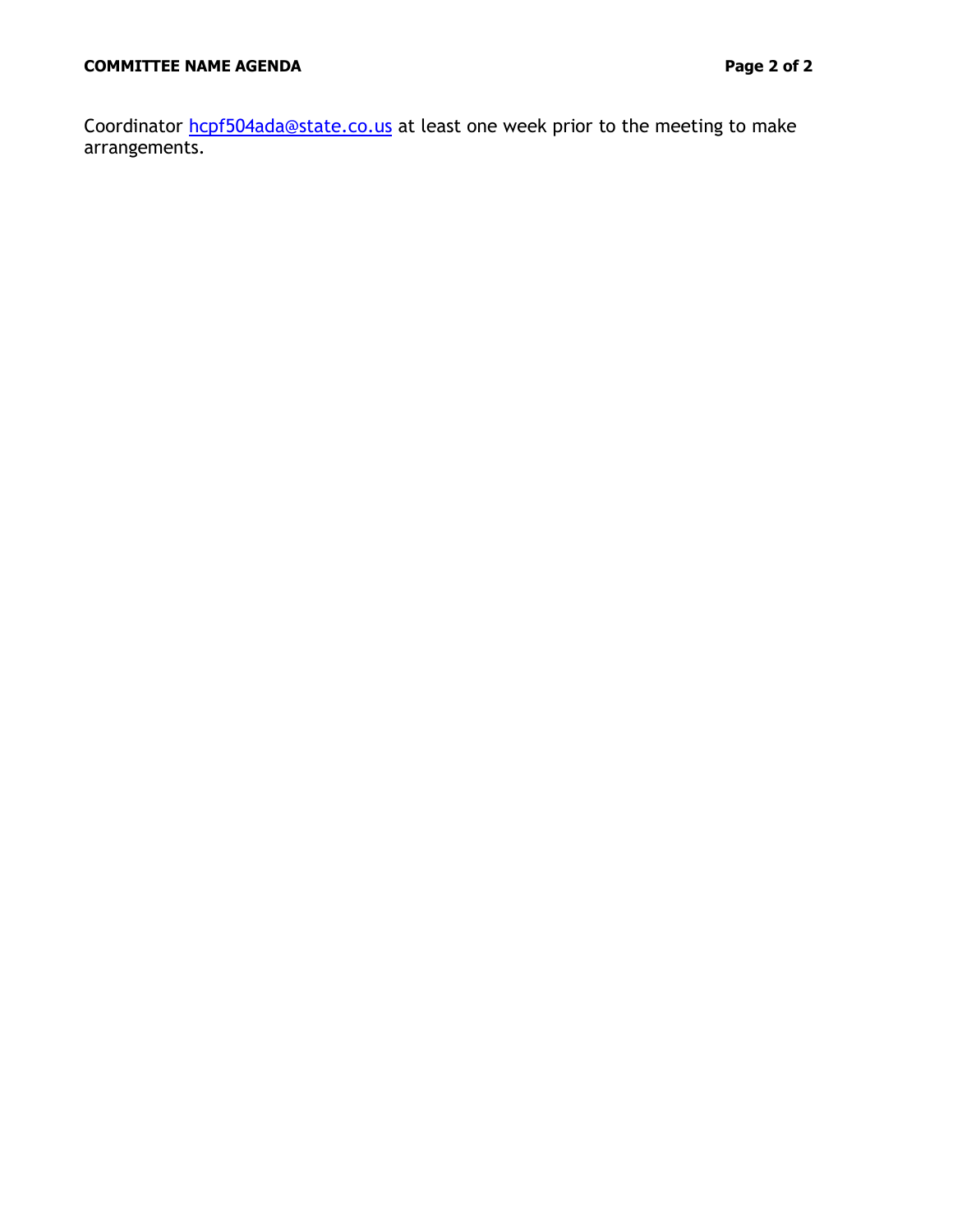Coordinator [hcpf504ada@state.co.us](mailto:hcpf504ada@state.co.us) at least one week prior to the meeting to make arrangements.